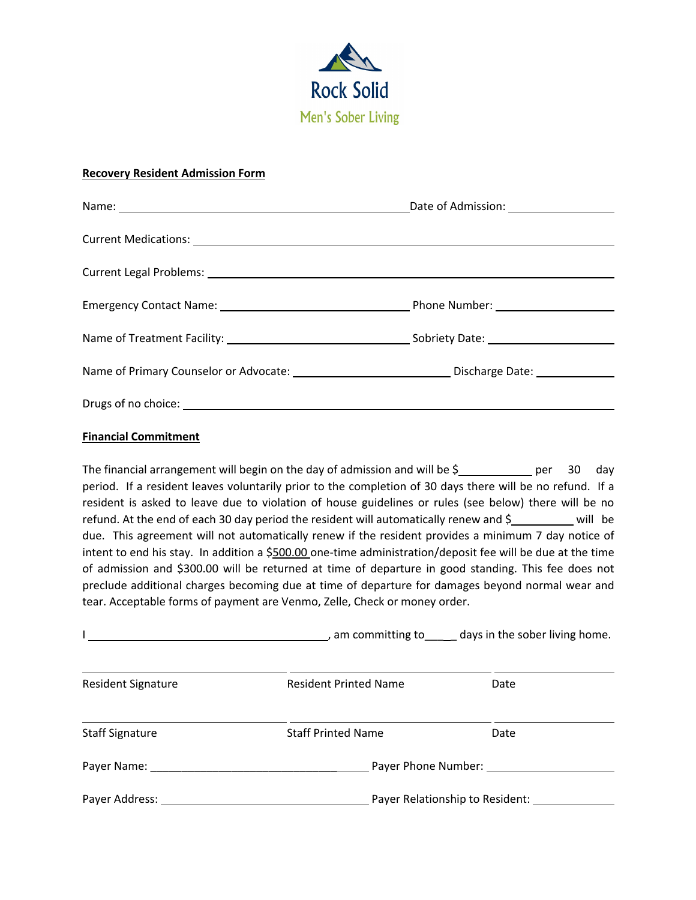Rock Solid

Men's Sober Living

**Recovery Resident Admission Form**

Name: ______________________________ Date of Admission: ______________

Current Medications: ______________________________

Current Legal Problems: ______________________________

Emergency Contact Name: ______________________ Phone Number: ______________

Name of Treatment Facility: ______________________ Sobriety Date: ______________

Name of Primary Counselor or Advocate: __________________ Discharge Date: __________

Drugs of no choice: ______________________________

**Financial Commitment**

The financial arrangement will begin on the day of admission and will be $__________ per 30 day period. If a resident leaves voluntarily prior to the completion of 30 days there will be no refund. If a resident is asked to leave due to violation of house guidelines or rules (see below) there will be no refund. At the end of each 30 day period the resident will automatically renew and $_________ will be due. This agreement will not automatically renew if the resident provides a minimum 7 day notice of intent to end his stay. In addition a $500.00 one-time administration/deposit fee will be due at the time of admission and $300.00 will be returned at time of departure in good standing. This fee does not preclude additional charges becoming due at time of departure for damages beyond normal wear and tear. Acceptable forms of payment are Venmo, Zelle, Check or money order.

I ______________________________, am committing to____ days in the sober living home.

| ______________________ | ______________________ | ______________ |
|---|---|---|
| Resident Signature | Resident Printed Name | Date |
| ______________________ | ______________________ | ______________ |
| Staff Signature | Staff Printed Name | Date |

Payer Name: ______________________ Payer Phone Number: ______________

Payer Address: ______________________ Payer Relationship to Resident: __________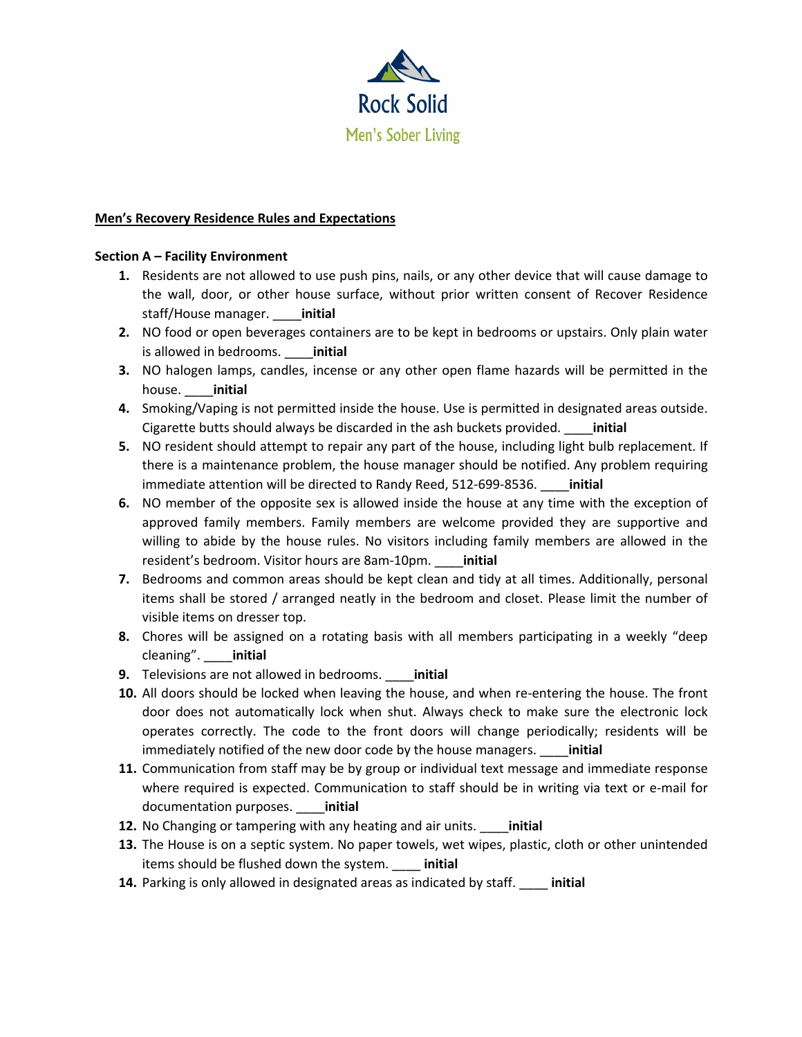Rock Solid

Men's Sober Living

**Men's Recovery Residence Rules and Expectations**

**Section A – Facility Environment**

1. Residents are not allowed to use push pins, nails, or any other device that will cause damage to the wall, door, or other house surface, without prior written consent of Recover Residence staff/House manager. ____**initial**
2. NO food or open beverages containers are to be kept in bedrooms or upstairs. Only plain water is allowed in bedrooms. ____**initial**
3. NO halogen lamps, candles, incense or any other open flame hazards will be permitted in the house. ____**initial**
4. Smoking/Vaping is not permitted inside the house. Use is permitted in designated areas outside. Cigarette butts should always be discarded in the ash buckets provided. ____**initial**
5. NO resident should attempt to repair any part of the house, including light bulb replacement. If there is a maintenance problem, the house manager should be notified. Any problem requiring immediate attention will be directed to Randy Reed, 512-699-8536. ____**initial**
6. NO member of the opposite sex is allowed inside the house at any time with the exception of approved family members. Family members are welcome provided they are supportive and willing to abide by the house rules. No visitors including family members are allowed in the resident's bedroom. Visitor hours are 8am-10pm. ____**initial**
7. Bedrooms and common areas should be kept clean and tidy at all times. Additionally, personal items shall be stored / arranged neatly in the bedroom and closet. Please limit the number of visible items on dresser top.
8. Chores will be assigned on a rotating basis with all members participating in a weekly "deep cleaning". ____**initial**
9. Televisions are not allowed in bedrooms. ____**initial**
10. All doors should be locked when leaving the house, and when re-entering the house. The front door does not automatically lock when shut. Always check to make sure the electronic lock operates correctly. The code to the front doors will change periodically; residents will be immediately notified of the new door code by the house managers. ____**initial**
11. Communication from staff may be by group or individual text message and immediate response where required is expected. Communication to staff should be in writing via text or e-mail for documentation purposes. ____**initial**
12. No Changing or tampering with any heating and air units. ____**initial**
13. The House is on a septic system. No paper towels, wet wipes, plastic, cloth or other unintended items should be flushed down the system. ____ **initial**
14. Parking is only allowed in designated areas as indicated by staff. ____ **initial**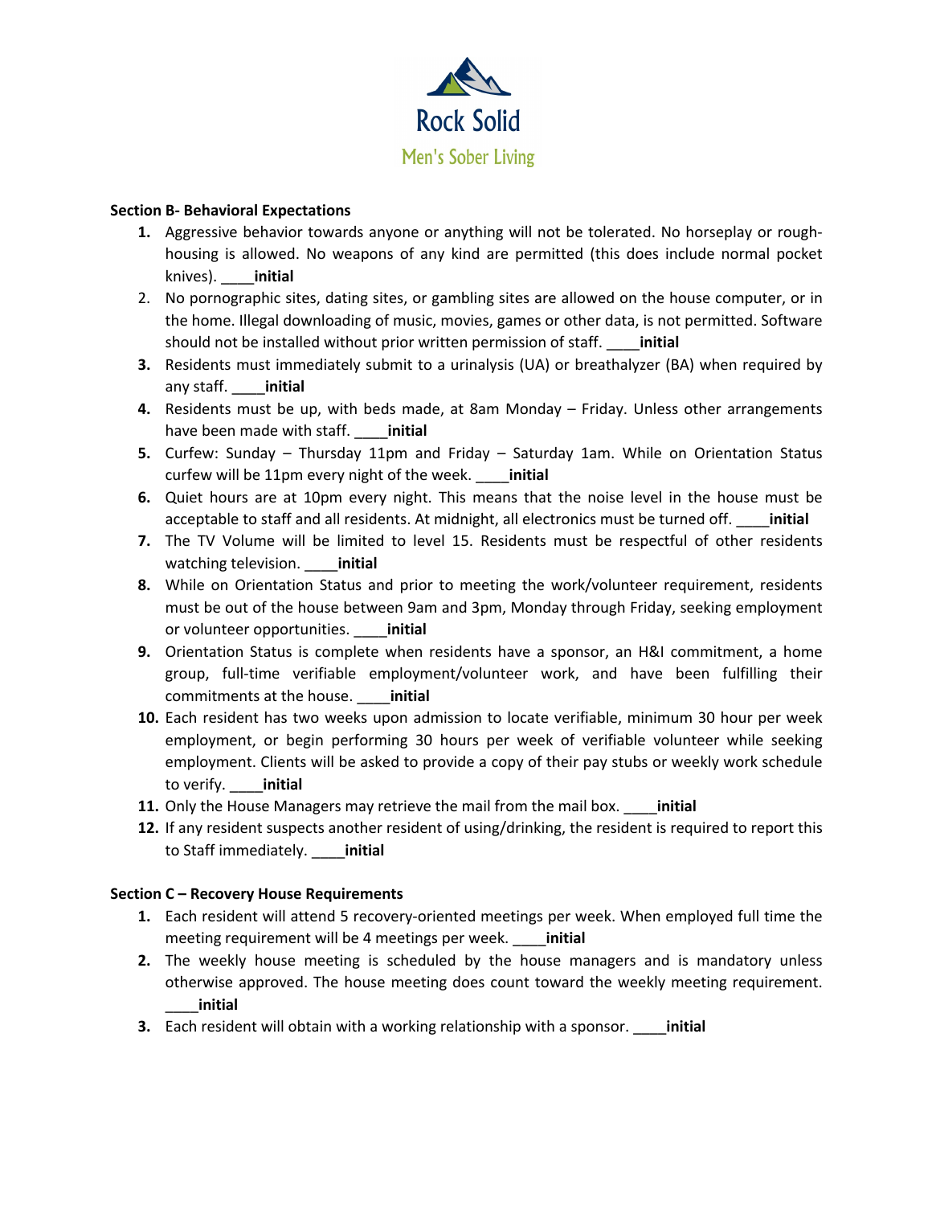Rock Solid

Men's Sober Living

**Section B- Behavioral Expectations**

1. Aggressive behavior towards anyone or anything will not be tolerated. No horseplay or rough-housing is allowed. No weapons of any kind are permitted (this does include normal pocket knives). ____**initial**
2. No pornographic sites, dating sites, or gambling sites are allowed on the house computer, or in the home. Illegal downloading of music, movies, games or other data, is not permitted. Software should not be installed without prior written permission of staff. ____**initial**
3. Residents must immediately submit to a urinalysis (UA) or breathalyzer (BA) when required by any staff. ____**initial**
4. Residents must be up, with beds made, at 8am Monday – Friday. Unless other arrangements have been made with staff. ____**initial**
5. Curfew: Sunday – Thursday 11pm and Friday – Saturday 1am. While on Orientation Status curfew will be 11pm every night of the week. ____**initial**
6. Quiet hours are at 10pm every night. This means that the noise level in the house must be acceptable to staff and all residents. At midnight, all electronics must be turned off. ____**initial**
7. The TV Volume will be limited to level 15. Residents must be respectful of other residents watching television. ____**initial**
8. While on Orientation Status and prior to meeting the work/volunteer requirement, residents must be out of the house between 9am and 3pm, Monday through Friday, seeking employment or volunteer opportunities. ____**initial**
9. Orientation Status is complete when residents have a sponsor, an H&I commitment, a home group, full-time verifiable employment/volunteer work, and have been fulfilling their commitments at the house. ____**initial**
10. Each resident has two weeks upon admission to locate verifiable, minimum 30 hour per week employment, or begin performing 30 hours per week of verifiable volunteer while seeking employment. Clients will be asked to provide a copy of their pay stubs or weekly work schedule to verify. ____**initial**
11. Only the House Managers may retrieve the mail from the mail box. ____**initial**
12. If any resident suspects another resident of using/drinking, the resident is required to report this to Staff immediately. ____**initial**

**Section C – Recovery House Requirements**

1. Each resident will attend 5 recovery-oriented meetings per week. When employed full time the meeting requirement will be 4 meetings per week. ____**initial**
2. The weekly house meeting is scheduled by the house managers and is mandatory unless otherwise approved. The house meeting does count toward the weekly meeting requirement. ____**initial**
3. Each resident will obtain with a working relationship with a sponsor. ____**initial**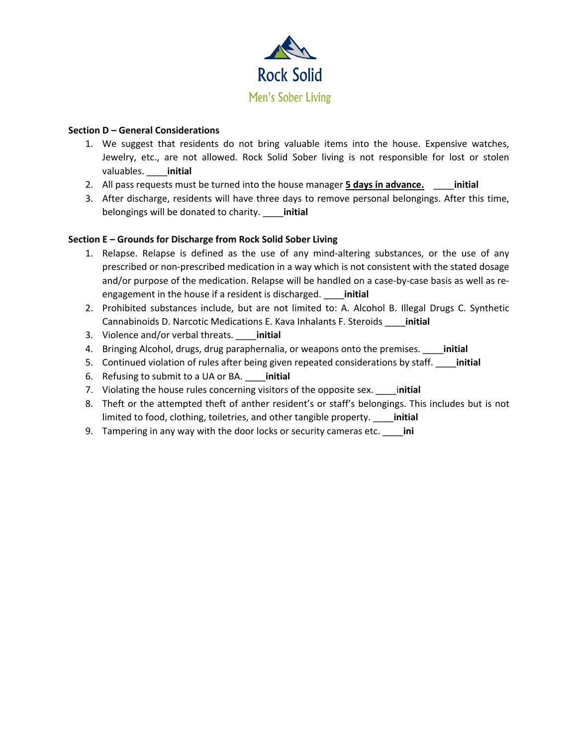Rock Solid

Men's Sober Living

**Section D – General Considerations**

1. We suggest that residents do not bring valuable items into the house. Expensive watches, Jewelry, etc., are not allowed. Rock Solid Sober living is not responsible for lost or stolen valuables. ____**initial**
2. All pass requests must be turned into the house manager **5 days in advance.** ____**initial**
3. After discharge, residents will have three days to remove personal belongings. After this time, belongings will be donated to charity. ____**initial**

**Section E – Grounds for Discharge from Rock Solid Sober Living**

1. Relapse. Relapse is defined as the use of any mind-altering substances, or the use of any prescribed or non-prescribed medication in a way which is not consistent with the stated dosage and/or purpose of the medication. Relapse will be handled on a case-by-case basis as well as re-engagement in the house if a resident is discharged. ____**initial**
2. Prohibited substances include, but are not limited to: A. Alcohol B. Illegal Drugs C. Synthetic Cannabinoids D. Narcotic Medications E. Kava Inhalants F. Steroids ____**initial**
3. Violence and/or verbal threats. ____**initial**
4. Bringing Alcohol, drugs, drug paraphernalia, or weapons onto the premises. ____**initial**
5. Continued violation of rules after being given repeated considerations by staff. ____**initial**
6. Refusing to submit to a UA or BA. ____**initial**
7. Violating the house rules concerning visitors of the opposite sex. ____i**nitial**
8. Theft or the attempted theft of anther resident's or staff's belongings. This includes but is not limited to food, clothing, toiletries, and other tangible property. ____**initial**
9. Tampering in any way with the door locks or security cameras etc. ____**ini**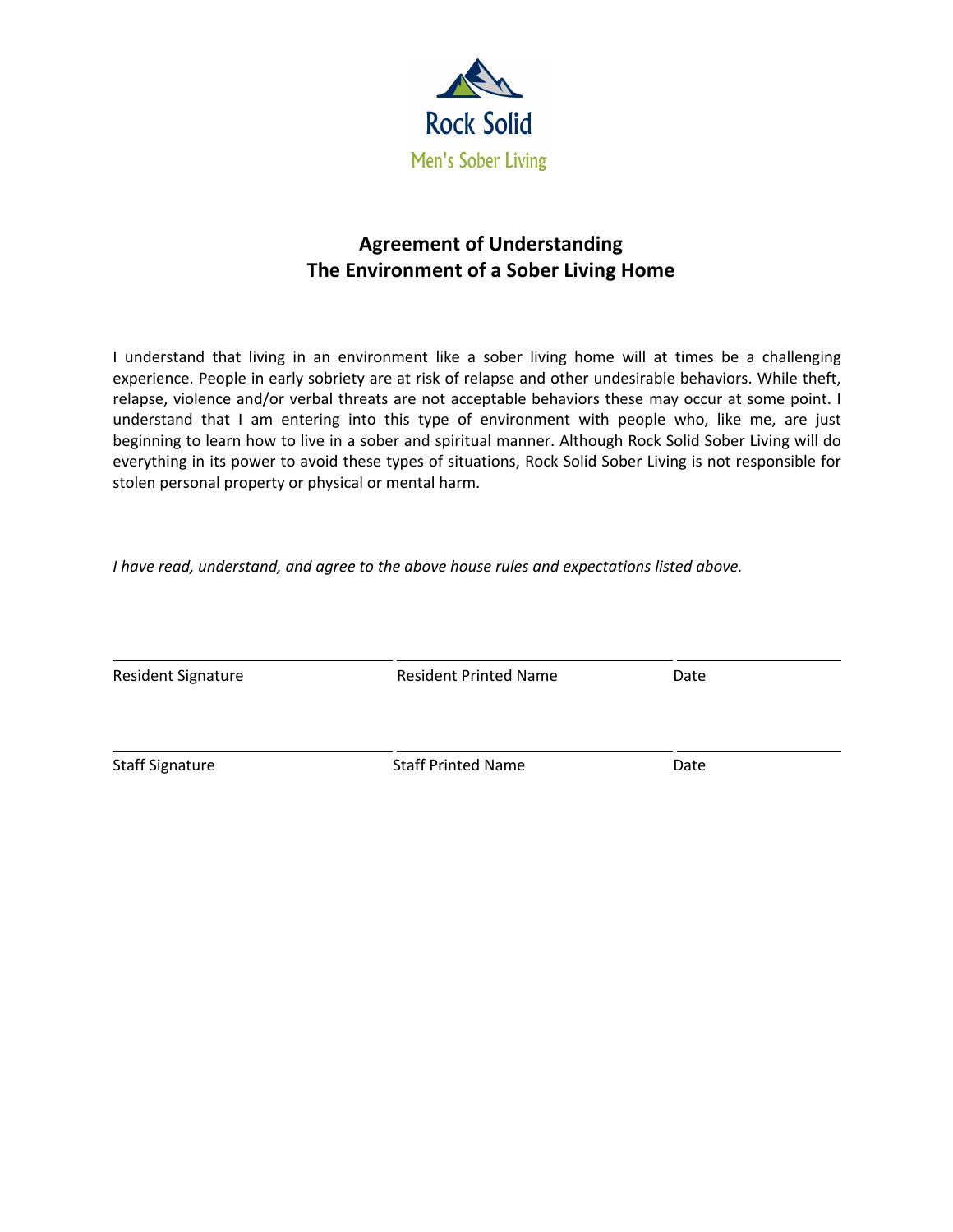Rock Solid

Men's Sober Living

## Agreement of Understanding
## The Environment of a Sober Living Home

I understand that living in an environment like a sober living home will at times be a challenging experience. People in early sobriety are at risk of relapse and other undesirable behaviors. While theft, relapse, violence and/or verbal threats are not acceptable behaviors these may occur at some point. I understand that I am entering into this type of environment with people who, like me, are just beginning to learn how to live in a sober and spiritual manner. Although Rock Solid Sober Living will do everything in its power to avoid these types of situations, Rock Solid Sober Living is not responsible for stolen personal property or physical or mental harm.

*I have read, understand, and agree to the above house rules and expectations listed above.*

| | | |
|---|---|---|
| \_\_\_\_\_\_\_\_\_\_\_\_\_\_\_\_\_\_\_\_ | \_\_\_\_\_\_\_\_\_\_\_\_\_\_\_\_\_\_\_\_ | \_\_\_\_\_\_\_\_\_\_\_\_ |
| Resident Signature | Resident Printed Name | Date |
| \_\_\_\_\_\_\_\_\_\_\_\_\_\_\_\_\_\_\_\_ | \_\_\_\_\_\_\_\_\_\_\_\_\_\_\_\_\_\_\_\_ | \_\_\_\_\_\_\_\_\_\_\_\_ |
| Staff Signature | Staff Printed Name | Date |